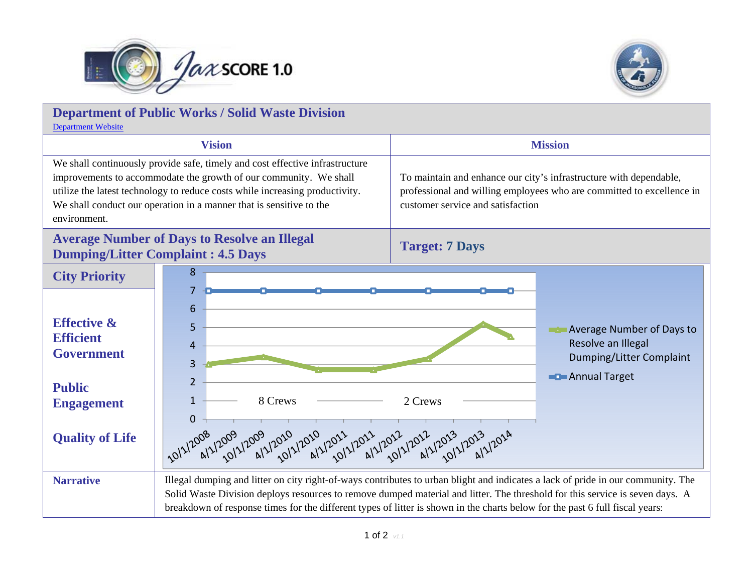# Department of Public Works / Solid Waste Division

Department Website

| Vision | Mission |
|---|---|
| We shall continuously provide safe, timely and cost effective infrastructure improvements to accommodate the growth of our community. We shall utilize the latest technology to reduce costs while increasing productivity. We shall conduct our operation in a manner that is sensitive to the environment. | To maintain and enhance our city's infrastructure with dependable, professional and willing employees who are committed to excellence in customer service and satisfaction |

## Average Number of Days to Resolve an Illegal Dumping/Litter Complaint : 4.5 Days

## Target: 7 Days

### City Priority

**Effective & Efficient Government**

**Public Engagement**

**Quality of Life**

| Date | Average Number of Days to Resolve an Illegal Dumping/Litter Complaint | Annual Target |
|---|---|---|
| 10/1/2008 | 3 | 7 |
| 10/1/2009 | 3.4 | 7 |
| 10/1/2010 | 2.7 | 7 |
| 10/1/2011 | 2.7 | 7 |
| 10/1/2012 | 3.3 | 7 |
| 10/1/2013 | 5.2 | 7 |
| 4/1/2014 | 4.5 | 7 |

8 Crews — 2 Crews

### Narrative

Illegal dumping and litter on city right-of-ways contributes to urban blight and indicates a lack of pride in our community. The Solid Waste Division deploys resources to remove dumped material and litter. The threshold for this service is seven days. A breakdown of response times for the different types of litter is shown in the charts below for the past 6 full fiscal years: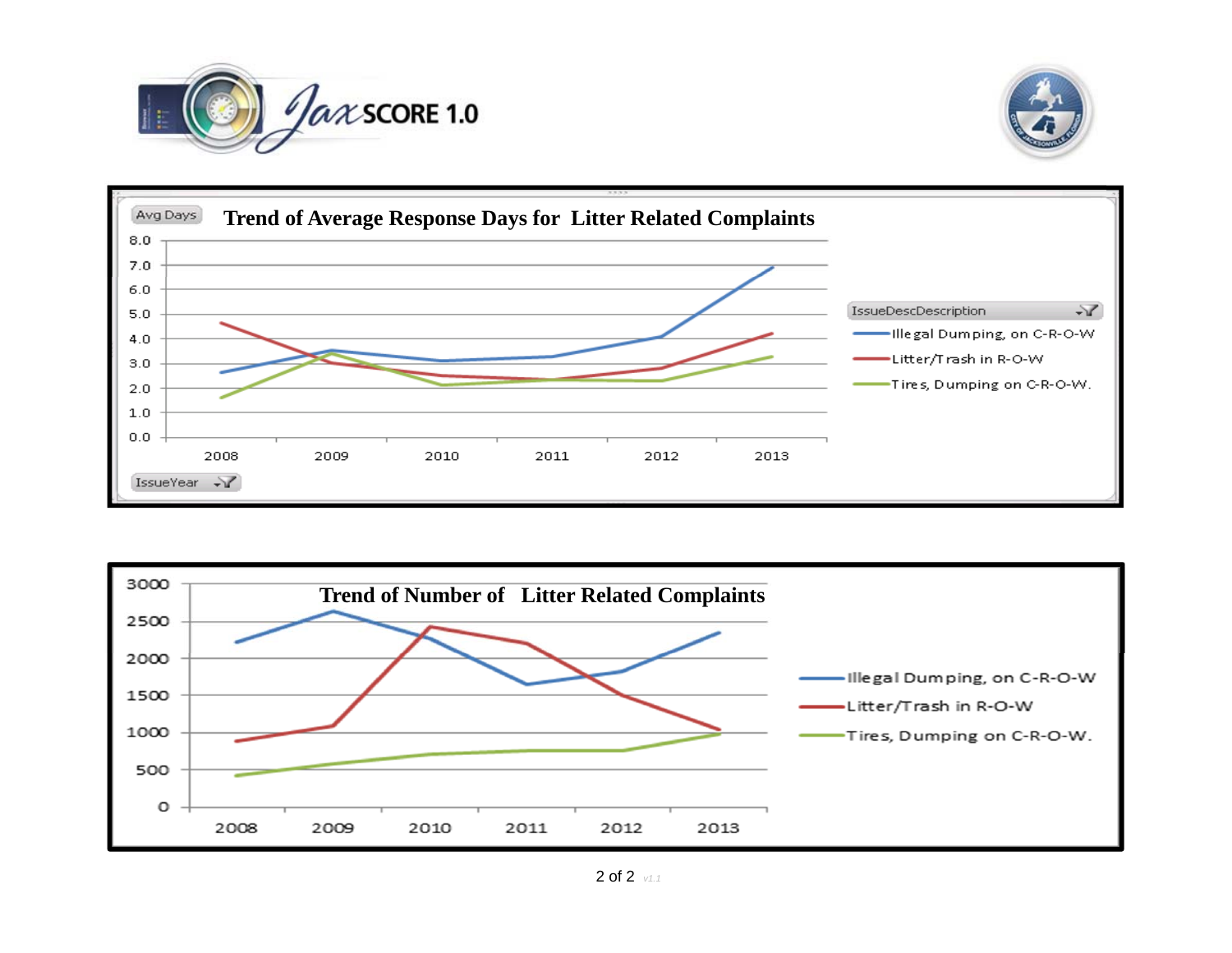JaxSCORE 1.0

## Trend of Average Response Days for Litter Related Complaints

Avg Days

8.0
7.0
6.0
5.0
4.0
3.0
2.0
1.0
0.0

2008 2009 2010 2011 2012 2013

IssueYear

IssueDescDescription

Illegal Dumping, on C-R-O-W

Litter/Trash in R-O-W

Tires, Dumping on C-R-O-W.

## Trend of Number of Litter Related Complaints

3000
2500
2000
1500
1000
500
0

2008 2009 2010 2011 2012 2013

Illegal Dumping, on C-R-O-W

Litter/Trash in R-O-W

Tires, Dumping on C-R-O-W.